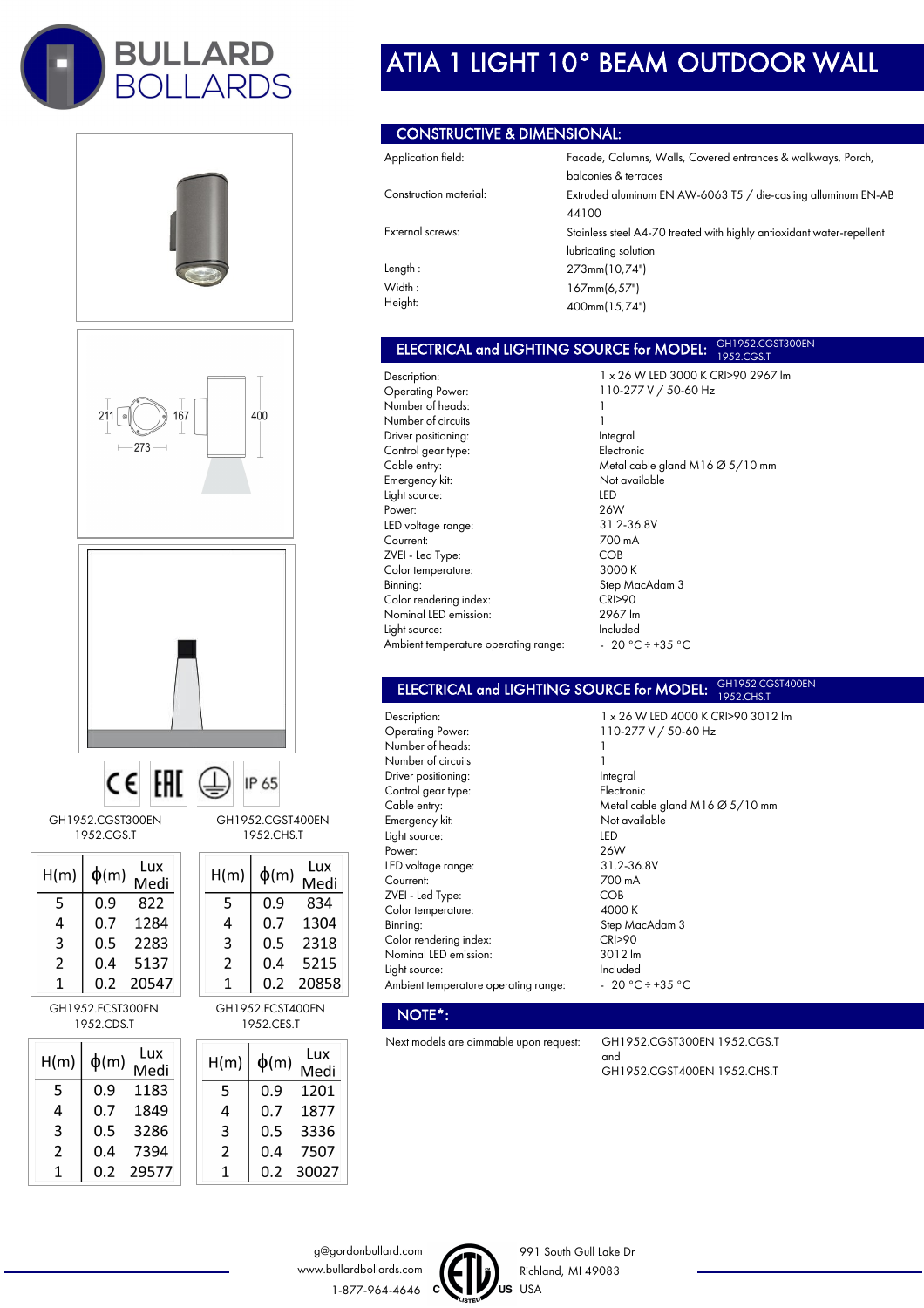BULLARD BOLLARDS

# ATIA 1 LIGHT 10° BEAM OUTDOOR WALL

## CONSTRUCTIVE & DIMENSIONAL:

| | |
|---|---|
| Application field: | Facade, Columns, Walls, Covered entrances & walkways, Porch, balconies & terraces |
| Construction material: | Extruded aluminum EN AW-6063 T5 / die-casting alluminum EN-AB 44100 |
| External screws: | Stainless steel A4-70 treated with highly antioxidant water-repellent lubricating solution |
| Length : | 273mm(10,74") |
| Width : | 167mm(6,57") |
| Height: | 400mm(15,74") |

211 167 400 273

## ELECTRICAL and LIGHTING SOURCE for MODEL: GH1952.CGST300EN 1952.CGS.T

| | |
|---|---|
| Description: | 1 x 26 W LED 3000 K CRI>90 2967 lm |
| Operating Power: | 110-277 V / 50-60 Hz |
| Number of heads: | 1 |
| Number of circuits | 1 |
| Driver positioning: | Integral |
| Control gear type: | Electronic |
| Cable entry: | Metal cable gland M16 Ø 5/10 mm |
| Emergency kit: | Not available |
| Light source: | LED |
| Power: | 26W |
| LED voltage range: | 31.2-36.8V |
| Current: | 700 mA |
| ZVEI - Led Type: | COB |
| Color temperature: | 3000 K |
| Binning: | Step MacAdam 3 |
| Color rendering index: | CRI>90 |
| Nominal LED emission: | 2967 lm |
| Light source: | Included |
| Ambient temperature operating range: | - 20 °C ÷ +35 °C |

## ELECTRICAL and LIGHTING SOURCE for MODEL: GH1952.CGST400EN 1952.CHS.T

| | |
|---|---|
| Description: | 1 x 26 W LED 4000 K CRI>90 3012 lm |
| Operating Power: | 110-277 V / 50-60 Hz |
| Number of heads: | 1 |
| Number of circuits | 1 |
| Driver positioning: | Integral |
| Control gear type: | Electronic |
| Cable entry: | Metal cable gland M16 Ø 5/10 mm |
| Emergency kit: | Not available |
| Light source: | LED |
| Power: | 26W |
| LED voltage range: | 31.2-36.8V |
| Current: | 700 mA |
| ZVEI - Led Type: | COB |
| Color temperature: | 4000 K |
| Binning: | Step MacAdam 3 |
| Color rendering index: | CRI>90 |
| Nominal LED emission: | 3012 lm |
| Light source: | Included |
| Ambient temperature operating range: | - 20 °C ÷ +35 °C |

## NOTE*:

Next models are dimmable upon request: GH1952.CGST300EN 1952.CGS.T and GH1952.CGST400EN 1952.CHS.T

CE EAC IP 65

GH1952.CGST300EN 1952.CGS.T

| H(m) | ϕ(m) | Lux Medi |
|---|---|---|
| 5 | 0.9 | 822 |
| 4 | 0.7 | 1284 |
| 3 | 0.5 | 2283 |
| 2 | 0.4 | 5137 |
| 1 | 0.2 | 20547 |

GH1952.CGST400EN 1952.CHS.T

| H(m) | ϕ(m) | Lux Medi |
|---|---|---|
| 5 | 0.9 | 834 |
| 4 | 0.7 | 1304 |
| 3 | 0.5 | 2318 |
| 2 | 0.4 | 5215 |
| 1 | 0.2 | 20858 |

GH1952.ECST300EN 1952.CDS.T

| H(m) | ϕ(m) | Lux Medi |
|---|---|---|
| 5 | 0.9 | 1183 |
| 4 | 0.7 | 1849 |
| 3 | 0.5 | 3286 |
| 2 | 0.4 | 7394 |
| 1 | 0.2 | 29577 |

GH1952.ECST400EN 1952.CES.T

| H(m) | ϕ(m) | Lux Medi |
|---|---|---|
| 5 | 0.9 | 1201 |
| 4 | 0.7 | 1877 |
| 3 | 0.5 | 3336 |
| 2 | 0.4 | 7507 |
| 1 | 0.2 | 30027 |

g@gordonbullard.com
www.bullardbollards.com
1-877-964-4646

991 South Gull Lake Dr
Richland, MI 49083
USA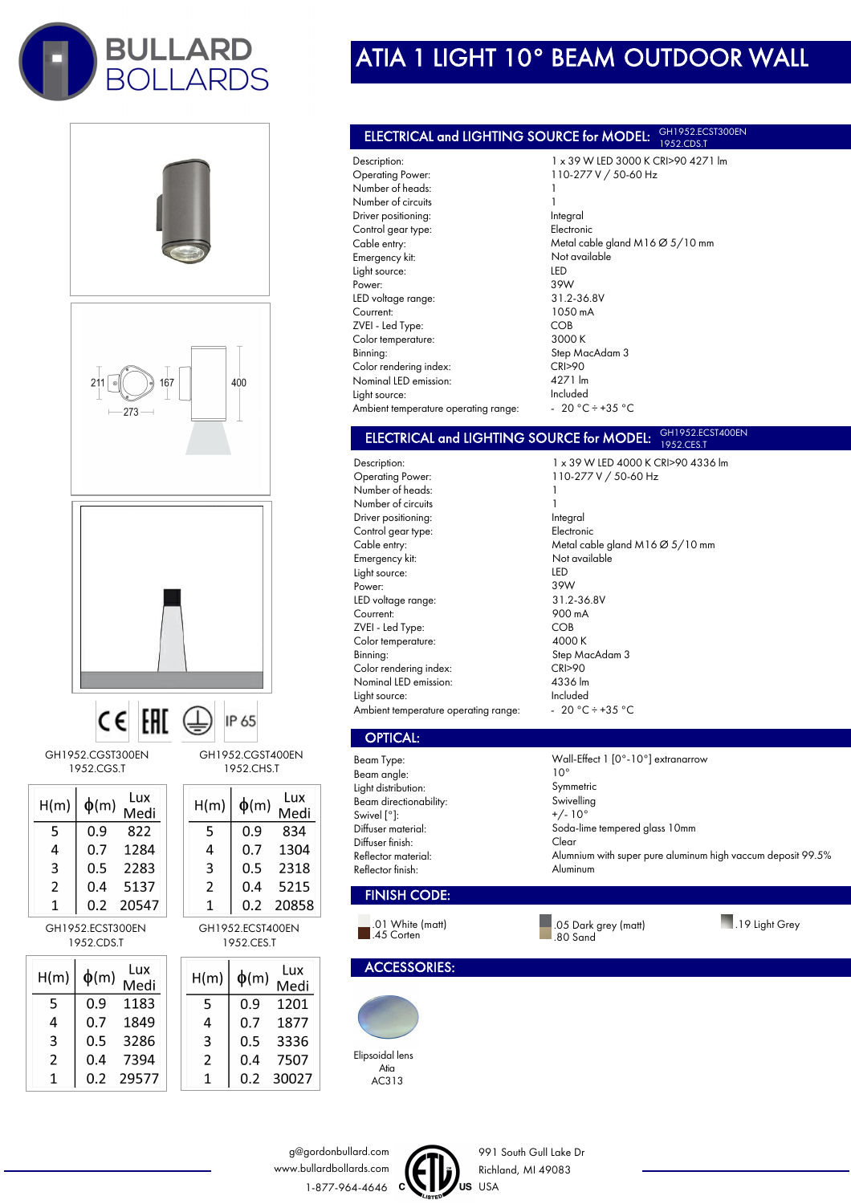BULLARD BOLLARDS

# ATIA 1 LIGHT 10° BEAM OUTDOOR WALL

211 167 400

273

CE EAC IP 65

GH1952.CGST300EN
1952.CGS.T

| H(m) | ϕ(m) | Lux Medi |
|---|---|---|
| 5 | 0.9 | 822 |
| 4 | 0.7 | 1284 |
| 3 | 0.5 | 2283 |
| 2 | 0.4 | 5137 |
| 1 | 0.2 | 20547 |

GH1952.CGST400EN
1952.CHS.T

| H(m) | ϕ(m) | Lux Medi |
|---|---|---|
| 5 | 0.9 | 834 |
| 4 | 0.7 | 1304 |
| 3 | 0.5 | 2318 |
| 2 | 0.4 | 5215 |
| 1 | 0.2 | 20858 |

GH1952.ECST300EN
1952.CDS.T

| H(m) | ϕ(m) | Lux Medi |
|---|---|---|
| 5 | 0.9 | 1183 |
| 4 | 0.7 | 1849 |
| 3 | 0.5 | 3286 |
| 2 | 0.4 | 7394 |
| 1 | 0.2 | 29577 |

GH1952.ECST400EN
1952.CES.T

| H(m) | ϕ(m) | Lux Medi |
|---|---|---|
| 5 | 0.9 | 1201 |
| 4 | 0.7 | 1877 |
| 3 | 0.5 | 3336 |
| 2 | 0.4 | 7507 |
| 1 | 0.2 | 30027 |

## ELECTRICAL and LIGHTING SOURCE for MODEL: GH1952.ECST300EN 1952.CDS.T

| | |
|---|---|
| Description: | 1 x 39 W LED 3000 K CRI>90 4271 lm |
| Operating Power: | 110-277 V / 50-60 Hz |
| Number of heads: | 1 |
| Number of circuits | 1 |
| Driver positioning: | Integral |
| Control gear type: | Electronic |
| Cable entry: | Metal cable gland M16 Ø 5/10 mm |
| Emergency kit: | Not available |
| Light source: | LED |
| Power: | 39W |
| LED voltage range: | 31.2-36.8V |
| Corrent: | 1050 mA |
| ZVEI - Led Type: | COB |
| Color temperature: | 3000 K |
| Binning: | Step MacAdam 3 |
| Color rendering index: | CRI>90 |
| Nominal LED emission: | 4271 lm |
| Light source: | Included |
| Ambient temperature operating range: | - 20 °C ÷ +35 °C |

## ELECTRICAL and LIGHTING SOURCE for MODEL: GH1952.ECST400EN 1952.CES.T

| | |
|---|---|
| Description: | 1 x 39 W LED 4000 K CRI>90 4336 lm |
| Operating Power: | 110-277 V / 50-60 Hz |
| Number of heads: | 1 |
| Number of circuits | 1 |
| Driver positioning: | Integral |
| Control gear type: | Electronic |
| Cable entry: | Metal cable gland M16 Ø 5/10 mm |
| Emergency kit: | Not available |
| Light source: | LED |
| Power: | 39W |
| LED voltage range: | 31.2-36.8V |
| Corrent: | 900 mA |
| ZVEI - Led Type: | COB |
| Color temperature: | 4000 K |
| Binning: | Step MacAdam 3 |
| Color rendering index: | CRI>90 |
| Nominal LED emission: | 4336 lm |
| Light source: | Included |
| Ambient temperature operating range: | - 20 °C ÷ +35 °C |

## OPTICAL:

| | |
|---|---|
| Beam Type: | Wall-Effect 1 [0°-10°] extranarrow |
| Beam angle: | 10° |
| Light distribution: | Symmetric |
| Beam directionability: | Swivelling |
| Swivel [°]: | +/- 10° |
| Diffuser material: | Soda-lime tempered glass 10mm |
| Diffuser finish: | Clear |
| Reflector material: | Alumnium with super pure aluminum high vaccum deposit 99.5% |
| Reflector finish: | Aluminum |

## FINISH CODE:

.01 White (matt)
.45 Corten
.05 Dark grey (matt)
.80 Sand
.19 Light Grey

## ACCESSORIES:

Elipsoidal lens
Atia
AC313

g@gordonbullard.com
www.bullardbollards.com
1-877-964-4646

991 South Gull Lake Dr
Richland, MI 49083
USA